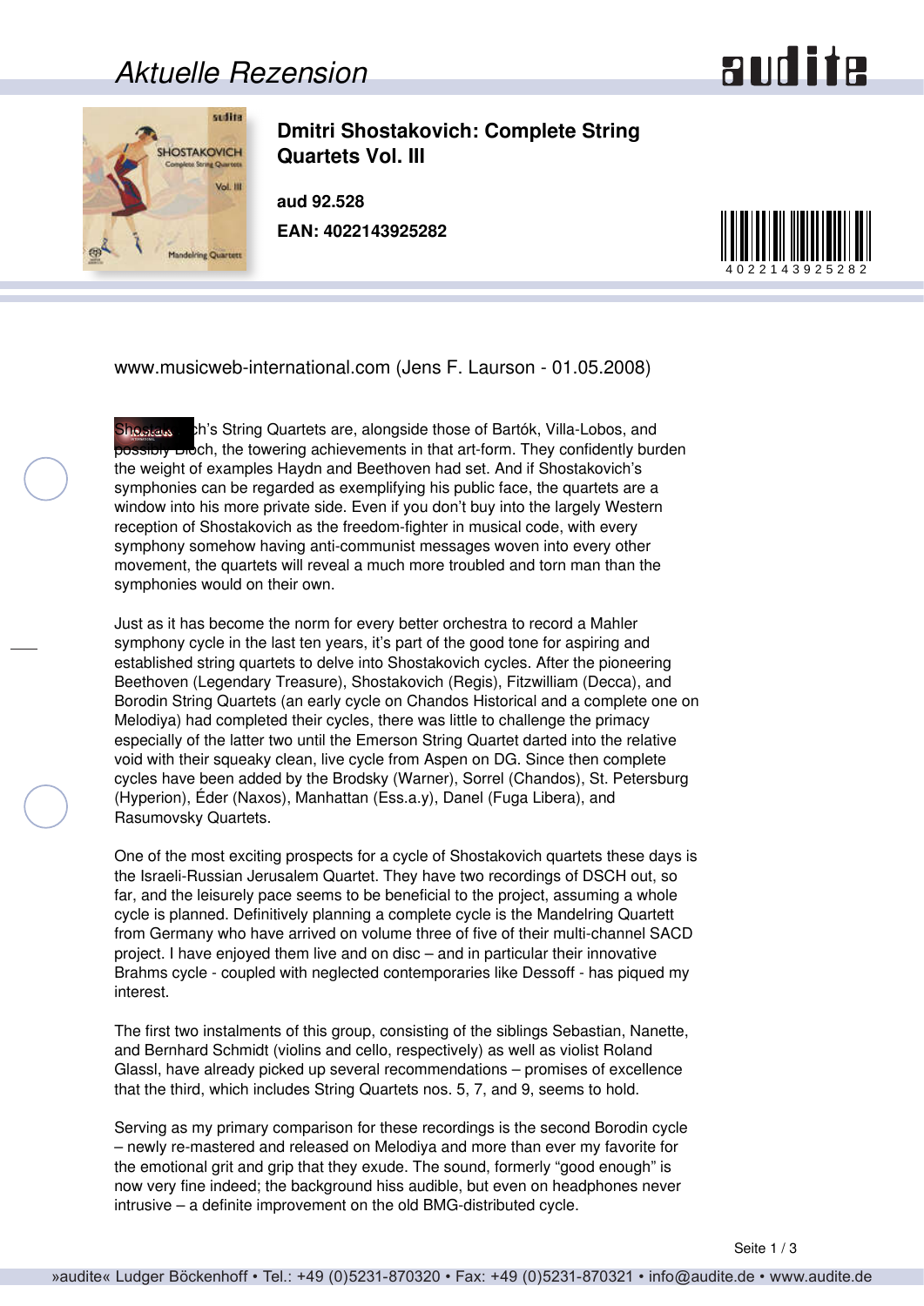Aktuelle Rezension

# Dmitri Shostakovich: Complete String Quartets Vol. III

**aud 92.528**

**EAN: 4022143925282**

www.musicweb-international.com (Jens F. Laurson - 01.05.2008)

Shostakovich's String Quartets are, alongside those of Bartók, Villa-Lobos, and possibly Bloch, the towering achievements in that art-form. They confidently burden the weight of examples Haydn and Beethoven had set. And if Shostakovich's symphonies can be regarded as exemplifying his public face, the quartets are a window into his more private side. Even if you don't buy into the largely Western reception of Shostakovich as the freedom-fighter in musical code, with every symphony somehow having anti-communist messages woven into every other movement, the quartets will reveal a much more troubled and torn man than the symphonies would on their own.

Just as it has become the norm for every better orchestra to record a Mahler symphony cycle in the last ten years, it's part of the good tone for aspiring and established string quartets to delve into Shostakovich cycles. After the pioneering Beethoven (Legendary Treasure), Shostakovich (Regis), Fitzwilliam (Decca), and Borodin String Quartets (an early cycle on Chandos Historical and a complete one on Melodiya) had completed their cycles, there was little to challenge the primacy especially of the latter two until the Emerson String Quartet darted into the relative void with their squeaky clean, live cycle from Aspen on DG. Since then complete cycles have been added by the Brodsky (Warner), Sorrel (Chandos), St. Petersburg (Hyperion), Éder (Naxos), Manhattan (Ess.a.y), Danel (Fuga Libera), and Rasumovsky Quartets.

One of the most exciting prospects for a cycle of Shostakovich quartets these days is the Israeli-Russian Jerusalem Quartet. They have two recordings of DSCH out, so far, and the leisurely pace seems to be beneficial to the project, assuming a whole cycle is planned. Definitively planning a complete cycle is the Mandelring Quartett from Germany who have arrived on volume three of five of their multi-channel SACD project. I have enjoyed them live and on disc – and in particular their innovative Brahms cycle - coupled with neglected contemporaries like Dessoff - has piqued my interest.

The first two instalments of this group, consisting of the siblings Sebastian, Nanette, and Bernhard Schmidt (violins and cello, respectively) as well as violist Roland Glassl, have already picked up several recommendations – promises of excellence that the third, which includes String Quartets nos. 5, 7, and 9, seems to hold.

Serving as my primary comparison for these recordings is the second Borodin cycle – newly re-mastered and released on Melodiya and more than ever my favorite for the emotional grit and grip that they exude. The sound, formerly "good enough" is now very fine indeed; the background hiss audible, but even on headphones never intrusive – a definite improvement on the old BMG-distributed cycle.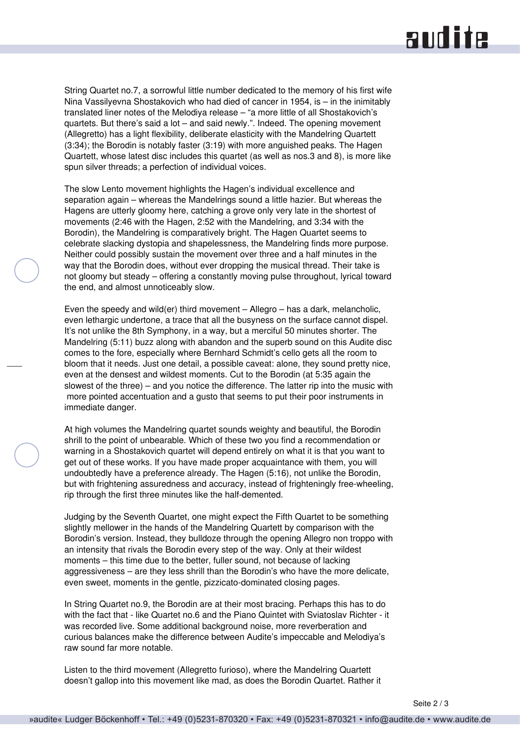String Quartet no.7, a sorrowful little number dedicated to the memory of his first wife Nina Vassilyevna Shostakovich who had died of cancer in 1954, is – in the inimitably translated liner notes of the Melodiya release – "a more little of all Shostakovich's quartets. But there's said a lot – and said newly.". Indeed. The opening movement (Allegretto) has a light flexibility, deliberate elasticity with the Mandelring Quartett (3:34); the Borodin is notably faster (3:19) with more anguished peaks. The Hagen Quartett, whose latest disc includes this quartet (as well as nos.3 and 8), is more like spun silver threads; a perfection of individual voices.

The slow Lento movement highlights the Hagen's individual excellence and separation again – whereas the Mandelrings sound a little hazier. But whereas the Hagens are utterly gloomy here, catching a grove only very late in the shortest of movements (2:46 with the Hagen, 2:52 with the Mandelring, and 3:34 with the Borodin), the Mandelring is comparatively bright. The Hagen Quartet seems to celebrate slacking dystopia and shapelessness, the Mandelring finds more purpose. Neither could possibly sustain the movement over three and a half minutes in the way that the Borodin does, without ever dropping the musical thread. Their take is not gloomy but steady – offering a constantly moving pulse throughout, lyrical toward the end, and almost unnoticeably slow.

Even the speedy and wild(er) third movement – Allegro – has a dark, melancholic, even lethargic undertone, a trace that all the busyness on the surface cannot dispel. It's not unlike the 8th Symphony, in a way, but a merciful 50 minutes shorter. The Mandelring (5:11) buzz along with abandon and the superb sound on this Audite disc comes to the fore, especially where Bernhard Schmidt's cello gets all the room to bloom that it needs. Just one detail, a possible caveat: alone, they sound pretty nice, even at the densest and wildest moments. Cut to the Borodin (at 5:35 again the slowest of the three) – and you notice the difference. The latter rip into the music with more pointed accentuation and a gusto that seems to put their poor instruments in immediate danger.

At high volumes the Mandelring quartet sounds weighty and beautiful, the Borodin shrill to the point of unbearable. Which of these two you find a recommendation or warning in a Shostakovich quartet will depend entirely on what it is that you want to get out of these works. If you have made proper acquaintance with them, you will undoubtedly have a preference already. The Hagen (5:16), not unlike the Borodin, but with frightening assuredness and accuracy, instead of frighteningly free-wheeling, rip through the first three minutes like the half-demented.

Judging by the Seventh Quartet, one might expect the Fifth Quartet to be something slightly mellower in the hands of the Mandelring Quartett by comparison with the Borodin's version. Instead, they bulldoze through the opening Allegro non troppo with an intensity that rivals the Borodin every step of the way. Only at their wildest moments – this time due to the better, fuller sound, not because of lacking aggressiveness – are they less shrill than the Borodin's who have the more delicate, even sweet, moments in the gentle, pizzicato-dominated closing pages.

In String Quartet no.9, the Borodin are at their most bracing. Perhaps this has to do with the fact that - like Quartet no.6 and the Piano Quintet with Sviatoslav Richter - it was recorded live. Some additional background noise, more reverberation and curious balances make the difference between Audite's impeccable and Melodiya's raw sound far more notable.

Listen to the third movement (Allegretto furioso), where the Mandelring Quartett doesn't gallop into this movement like mad, as does the Borodin Quartet. Rather it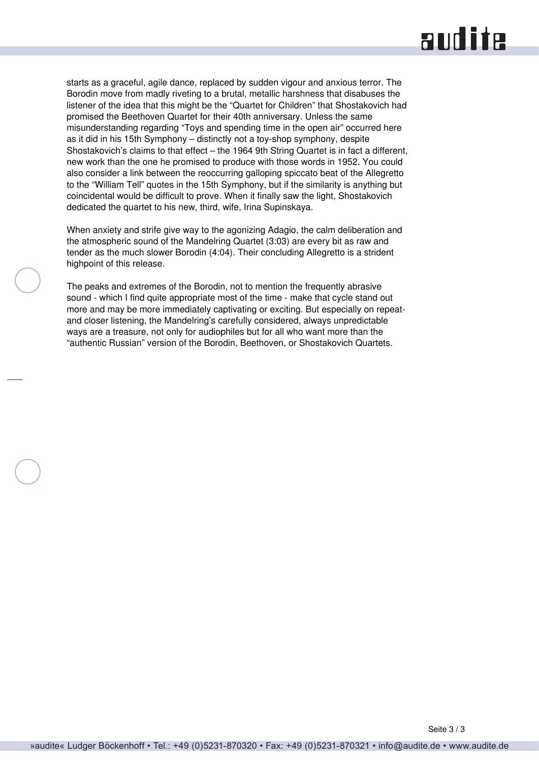starts as a graceful, agile dance, replaced by sudden vigour and anxious terror. The Borodin move from madly riveting to a brutal, metallic harshness that disabuses the listener of the idea that this might be the "Quartet for Children" that Shostakovich had promised the Beethoven Quartet for their 40th anniversary. Unless the same misunderstanding regarding "Toys and spending time in the open air" occurred here as it did in his 15th Symphony – distinctly not a toy-shop symphony, despite Shostakovich's claims to that effect – the 1964 9th String Quartet is in fact a different, new work than the one he promised to produce with those words in 1952. You could also consider a link between the reoccurring galloping spiccato beat of the Allegretto to the "William Tell" quotes in the 15th Symphony, but if the similarity is anything but coincidental would be difficult to prove. When it finally saw the light, Shostakovich dedicated the quartet to his new, third, wife, Irina Supinskaya.

When anxiety and strife give way to the agonizing Adagio, the calm deliberation and the atmospheric sound of the Mandelring Quartet (3:03) are every bit as raw and tender as the much slower Borodin (4:04). Their concluding Allegretto is a strident highpoint of this release.

The peaks and extremes of the Borodin, not to mention the frequently abrasive sound - which I find quite appropriate most of the time - make that cycle stand out more and may be more immediately captivating or exciting. But especially on repeat- and closer listening, the Mandelring's carefully considered, always unpredictable ways are a treasure, not only for audiophiles but for all who want more than the "authentic Russian" version of the Borodin, Beethoven, or Shostakovich Quartets.